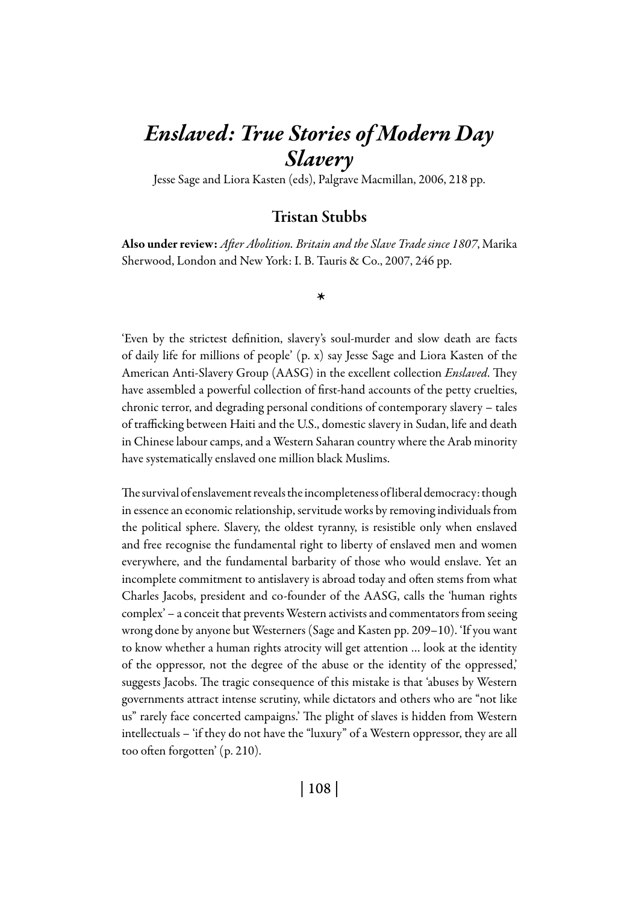# *Enslaved: True Stories of Modern Day Slavery*

Jesse Sage and Liora Kasten (eds), Palgrave Macmillan, 2006, 218 pp.

## Tristan Stubbs

**Also under review:** *After Abolition. Britain and the Slave Trade since 1807*, Marika Sherwood, London and New York: I. B. Tauris & Co., 2007, 246 pp.

*

'Even by the strictest definition, slavery's soul-murder and slow death are facts of daily life for millions of people' (p. x) say Jesse Sage and Liora Kasten of the American Anti-Slavery Group (AASG) in the excellent collection *Enslaved*. They have assembled a powerful collection of first-hand accounts of the petty cruelties, chronic terror, and degrading personal conditions of contemporary slavery – tales of trafficking between Haiti and the U.S., domestic slavery in Sudan, life and death in Chinese labour camps, and a Western Saharan country where the Arab minority have systematically enslaved one million black Muslims.

The survival of enslavement reveals the incompleteness of liberal democracy: though in essence an economic relationship, servitude works by removing individuals from the political sphere. Slavery, the oldest tyranny, is resistible only when enslaved and free recognise the fundamental right to liberty of enslaved men and women everywhere, and the fundamental barbarity of those who would enslave. Yet an incomplete commitment to antislavery is abroad today and often stems from what Charles Jacobs, president and co-founder of the AASG, calls the 'human rights complex' – a conceit that prevents Western activists and commentators from seeing wrong done by anyone but Westerners (Sage and Kasten pp. 209–10). 'If you want to know whether a human rights atrocity will get attention ... look at the identity of the oppressor, not the degree of the abuse or the identity of the oppressed,' suggests Jacobs. The tragic consequence of this mistake is that 'abuses by Western governments attract intense scrutiny, while dictators and others who are "not like us" rarely face concerted campaigns.' The plight of slaves is hidden from Western intellectuals – 'if they do not have the "luxury" of a Western oppressor, they are all too often forgotten' (p. 210).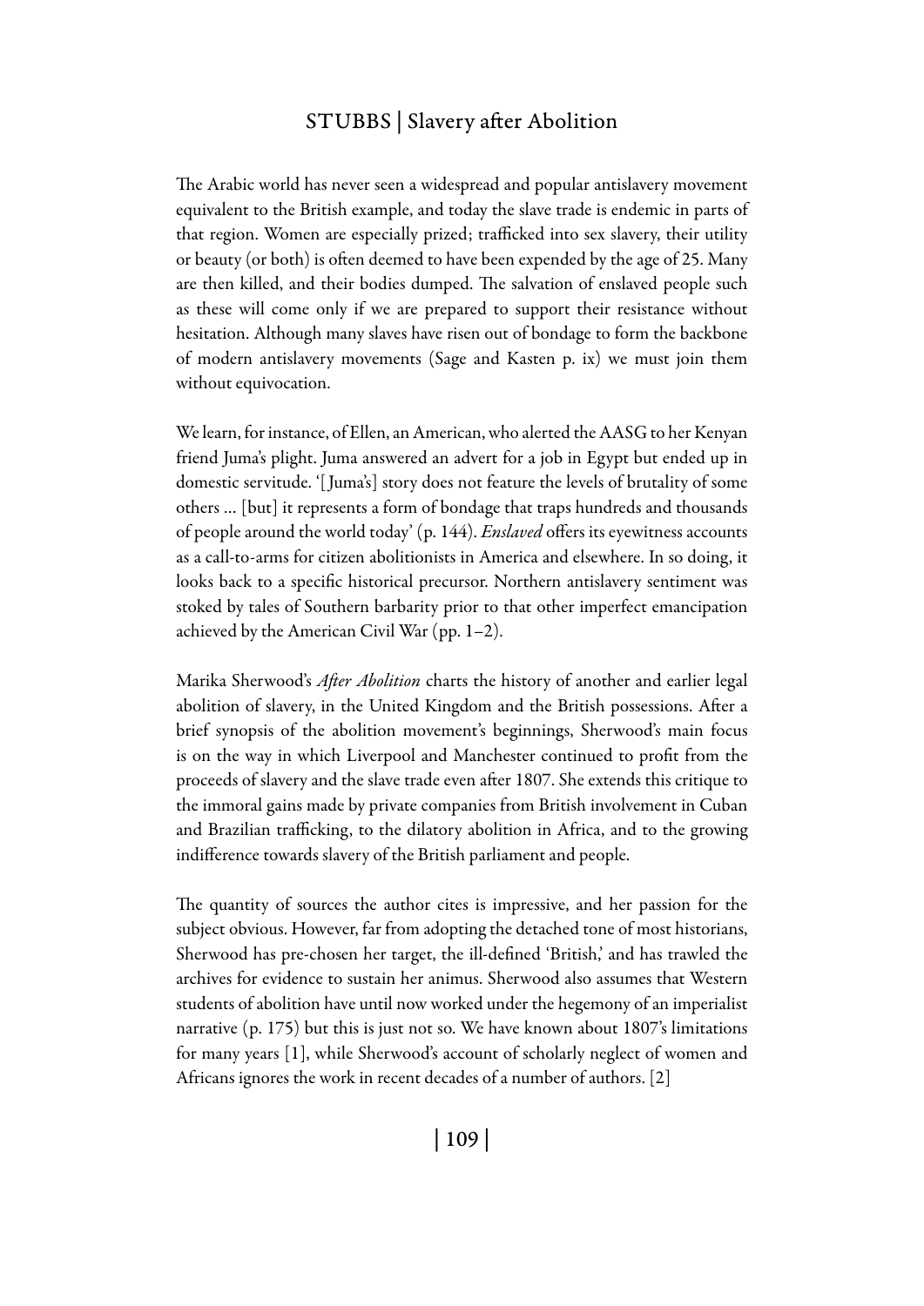The Arabic world has never seen a widespread and popular antislavery movement equivalent to the British example, and today the slave trade is endemic in parts of that region. Women are especially prized; trafficked into sex slavery, their utility or beauty (or both) is often deemed to have been expended by the age of 25. Many are then killed, and their bodies dumped. The salvation of enslaved people such as these will come only if we are prepared to support their resistance without hesitation. Although many slaves have risen out of bondage to form the backbone of modern antislavery movements (Sage and Kasten p. ix) we must join them without equivocation.

We learn, for instance, of Ellen, an American, who alerted the AASG to her Kenyan friend Juma's plight. Juma answered an advert for a job in Egypt but ended up in domestic servitude. '[Juma's] story does not feature the levels of brutality of some others … [but] it represents a form of bondage that traps hundreds and thousands of people around the world today' (p. 144). *Enslaved* offers its eyewitness accounts as a call-to-arms for citizen abolitionists in America and elsewhere. In so doing, it looks back to a specific historical precursor. Northern antislavery sentiment was stoked by tales of Southern barbarity prior to that other imperfect emancipation achieved by the American Civil War (pp. 1–2).

Marika Sherwood's *After Abolition* charts the history of another and earlier legal abolition of slavery, in the United Kingdom and the British possessions. After a brief synopsis of the abolition movement's beginnings, Sherwood's main focus is on the way in which Liverpool and Manchester continued to profit from the proceeds of slavery and the slave trade even after 1807. She extends this critique to the immoral gains made by private companies from British involvement in Cuban and Brazilian trafficking, to the dilatory abolition in Africa, and to the growing indifference towards slavery of the British parliament and people.

The quantity of sources the author cites is impressive, and her passion for the subject obvious. However, far from adopting the detached tone of most historians, Sherwood has pre-chosen her target, the ill-defined 'British,' and has trawled the archives for evidence to sustain her animus. Sherwood also assumes that Western students of abolition have until now worked under the hegemony of an imperialist narrative (p. 175) but this is just not so. We have known about 1807's limitations for many years [1], while Sherwood's account of scholarly neglect of women and Africans ignores the work in recent decades of a number of authors. [2]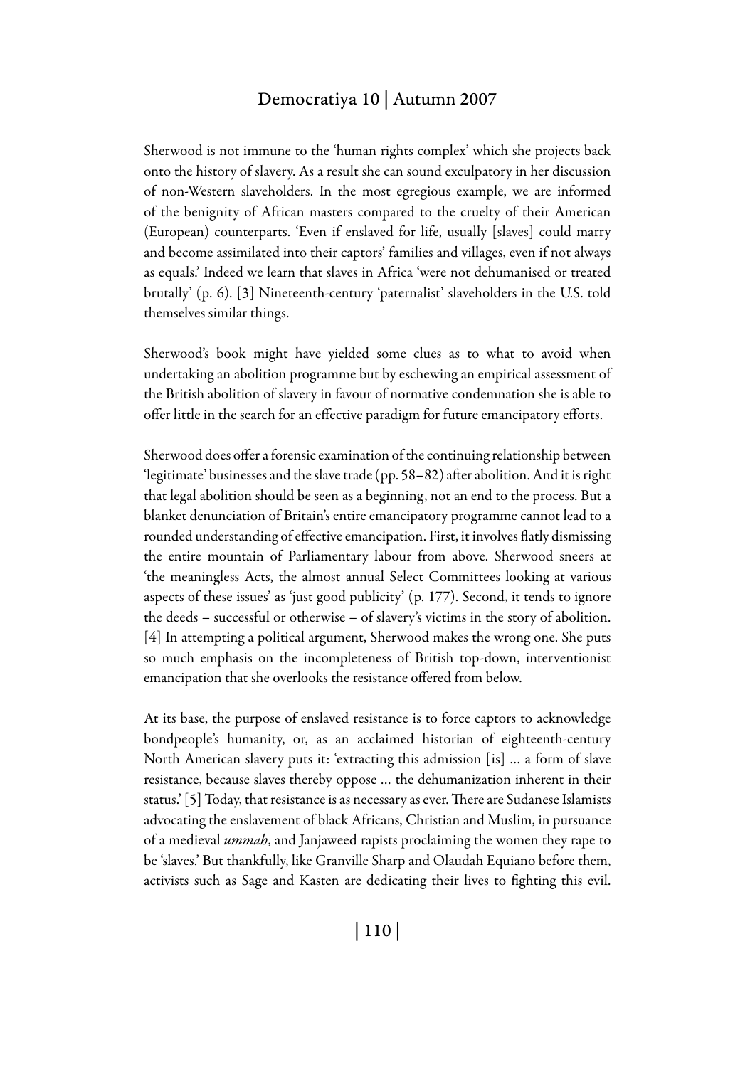Sherwood is not immune to the 'human rights complex' which she projects back onto the history of slavery. As a result she can sound exculpatory in her discussion of non-Western slaveholders. In the most egregious example, we are informed of the benignity of African masters compared to the cruelty of their American (European) counterparts. 'Even if enslaved for life, usually [slaves] could marry and become assimilated into their captors' families and villages, even if not always as equals.' Indeed we learn that slaves in Africa 'were not dehumanised or treated brutally' (p. 6). [3] Nineteenth-century 'paternalist' slaveholders in the U.S. told themselves similar things.

Sherwood's book might have yielded some clues as to what to avoid when undertaking an abolition programme but by eschewing an empirical assessment of the British abolition of slavery in favour of normative condemnation she is able to offer little in the search for an effective paradigm for future emancipatory efforts.

Sherwood does offer a forensic examination of the continuing relationship between 'legitimate' businesses and the slave trade (pp. 58–82) after abolition. And it is right that legal abolition should be seen as a beginning, not an end to the process. But a blanket denunciation of Britain's entire emancipatory programme cannot lead to a rounded understanding of effective emancipation. First, it involves flatly dismissing the entire mountain of Parliamentary labour from above. Sherwood sneers at 'the meaningless Acts, the almost annual Select Committees looking at various aspects of these issues' as 'just good publicity' (p. 177). Second, it tends to ignore the deeds – successful or otherwise – of slavery's victims in the story of abolition. [4] In attempting a political argument, Sherwood makes the wrong one. She puts so much emphasis on the incompleteness of British top-down, interventionist emancipation that she overlooks the resistance offered from below.

At its base, the purpose of enslaved resistance is to force captors to acknowledge bondpeople's humanity, or, as an acclaimed historian of eighteenth-century North American slavery puts it: 'extracting this admission [is] … a form of slave resistance, because slaves thereby oppose … the dehumanization inherent in their status.' [5] Today, that resistance is as necessary as ever. There are Sudanese Islamists advocating the enslavement of black Africans, Christian and Muslim, in pursuance of a medieval *ummah*, and Janjaweed rapists proclaiming the women they rape to be 'slaves.' But thankfully, like Granville Sharp and Olaudah Equiano before them, activists such as Sage and Kasten are dedicating their lives to fighting this evil.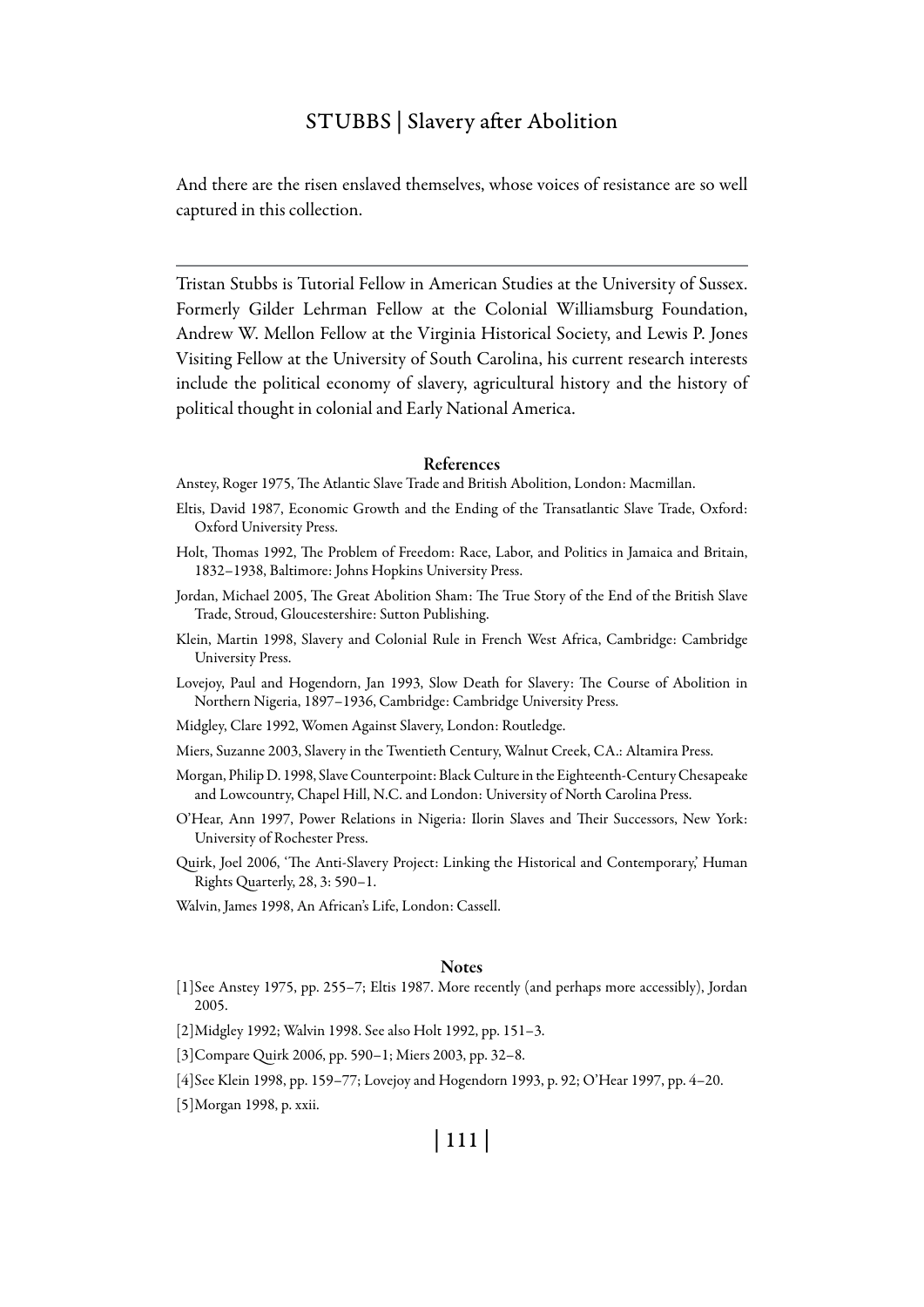And there are the risen enslaved themselves, whose voices of resistance are so well captured in this collection.

---

Tristan Stubbs is Tutorial Fellow in American Studies at the University of Sussex. Formerly Gilder Lehrman Fellow at the Colonial Williamsburg Foundation, Andrew W. Mellon Fellow at the Virginia Historical Society, and Lewis P. Jones Visiting Fellow at the University of South Carolina, his current research interests include the political economy of slavery, agricultural history and the history of political thought in colonial and Early National America.

## References

Anstey, Roger 1975, The Atlantic Slave Trade and British Abolition, London: Macmillan.

Eltis, David 1987, Economic Growth and the Ending of the Transatlantic Slave Trade, Oxford: Oxford University Press.

Holt, Thomas 1992, The Problem of Freedom: Race, Labor, and Politics in Jamaica and Britain, 1832–1938, Baltimore: Johns Hopkins University Press.

Jordan, Michael 2005, The Great Abolition Sham: The True Story of the End of the British Slave Trade, Stroud, Gloucestershire: Sutton Publishing.

Klein, Martin 1998, Slavery and Colonial Rule in French West Africa, Cambridge: Cambridge University Press.

Lovejoy, Paul and Hogendorn, Jan 1993, Slow Death for Slavery: The Course of Abolition in Northern Nigeria, 1897–1936, Cambridge: Cambridge University Press.

Midgley, Clare 1992, Women Against Slavery, London: Routledge.

Miers, Suzanne 2003, Slavery in the Twentieth Century, Walnut Creek, CA.: Altamira Press.

Morgan, Philip D. 1998, Slave Counterpoint: Black Culture in the Eighteenth-Century Chesapeake and Lowcountry, Chapel Hill, N.C. and London: University of North Carolina Press.

O'Hear, Ann 1997, Power Relations in Nigeria: Ilorin Slaves and Their Successors, New York: University of Rochester Press.

Quirk, Joel 2006, 'The Anti-Slavery Project: Linking the Historical and Contemporary,' Human Rights Quarterly, 28, 3: 590–1.

Walvin, James 1998, An African's Life, London: Cassell.

## Notes

[1]See Anstey 1975, pp. 255–7; Eltis 1987. More recently (and perhaps more accessibly), Jordan 2005.

[2]Midgley 1992; Walvin 1998. See also Holt 1992, pp. 151–3.

[3]Compare Quirk 2006, pp. 590–1; Miers 2003, pp. 32–8.

[4]See Klein 1998, pp. 159–77; Lovejoy and Hogendorn 1993, p. 92; O'Hear 1997, pp. 4–20.

[5]Morgan 1998, p. xxii.